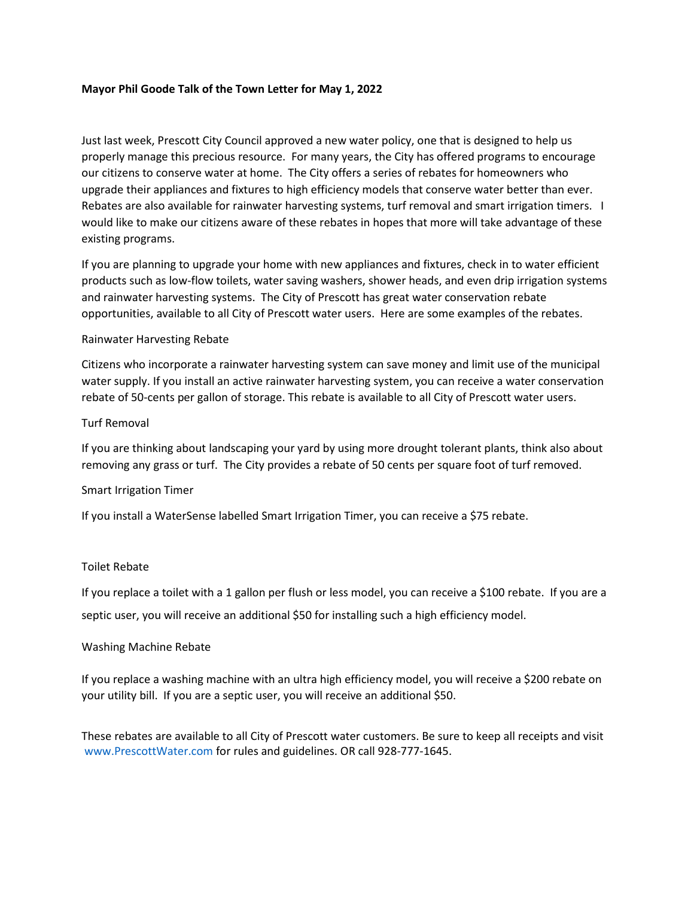**Mayor Phil Goode Talk of the Town Letter for May 1, 2022**

Just last week, Prescott City Council approved a new water policy, one that is designed to help us properly manage this precious resource. For many years, the City has offered programs to encourage our citizens to conserve water at home. The City offers a series of rebates for homeowners who upgrade their appliances and fixtures to high efficiency models that conserve water better than ever. Rebates are also available for rainwater harvesting systems, turf removal and smart irrigation timers. I would like to make our citizens aware of these rebates in hopes that more will take advantage of these existing programs.

If you are planning to upgrade your home with new appliances and fixtures, check in to water efficient products such as low-flow toilets, water saving washers, shower heads, and even drip irrigation systems and rainwater harvesting systems. The City of Prescott has great water conservation rebate opportunities, available to all City of Prescott water users. Here are some examples of the rebates.

Rainwater Harvesting Rebate

Citizens who incorporate a rainwater harvesting system can save money and limit use of the municipal water supply. If you install an active rainwater harvesting system, you can receive a water conservation rebate of 50-cents per gallon of storage. This rebate is available to all City of Prescott water users.

Turf Removal

If you are thinking about landscaping your yard by using more drought tolerant plants, think also about removing any grass or turf. The City provides a rebate of 50 cents per square foot of turf removed.

Smart Irrigation Timer

If you install a WaterSense labelled Smart Irrigation Timer, you can receive a $75 rebate.

Toilet Rebate

If you replace a toilet with a 1 gallon per flush or less model, you can receive a $100 rebate. If you are a septic user, you will receive an additional $50 for installing such a high efficiency model.

Washing Machine Rebate

If you replace a washing machine with an ultra high efficiency model, you will receive a $200 rebate on your utility bill. If you are a septic user, you will receive an additional $50.

These rebates are available to all City of Prescott water customers. Be sure to keep all receipts and visit www.PrescottWater.com for rules and guidelines. OR call 928-777-1645.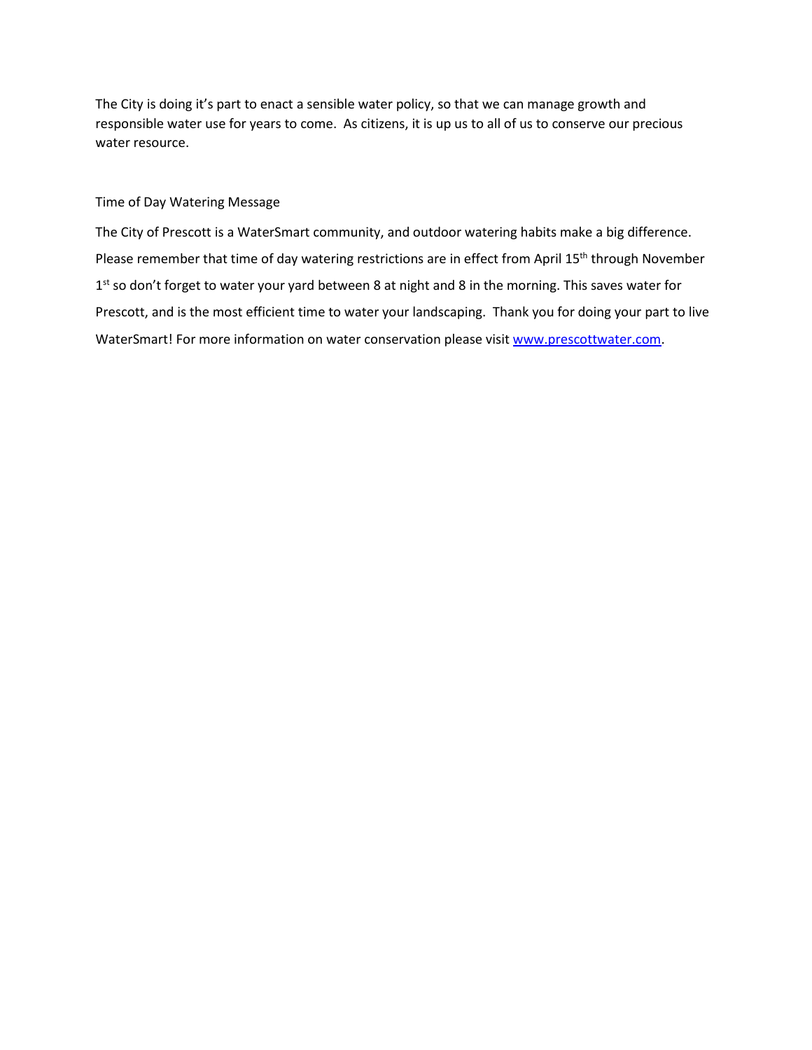The City is doing it's part to enact a sensible water policy, so that we can manage growth and responsible water use for years to come. As citizens, it is up us to all of us to conserve our precious water resource.

Time of Day Watering Message

The City of Prescott is a WaterSmart community, and outdoor watering habits make a big difference. Please remember that time of day watering restrictions are in effect from April 15th through November 1st so don't forget to water your yard between 8 at night and 8 in the morning. This saves water for Prescott, and is the most efficient time to water your landscaping. Thank you for doing your part to live WaterSmart! For more information on water conservation please visit [www.prescottwater.com](http://www.prescottwater.com).